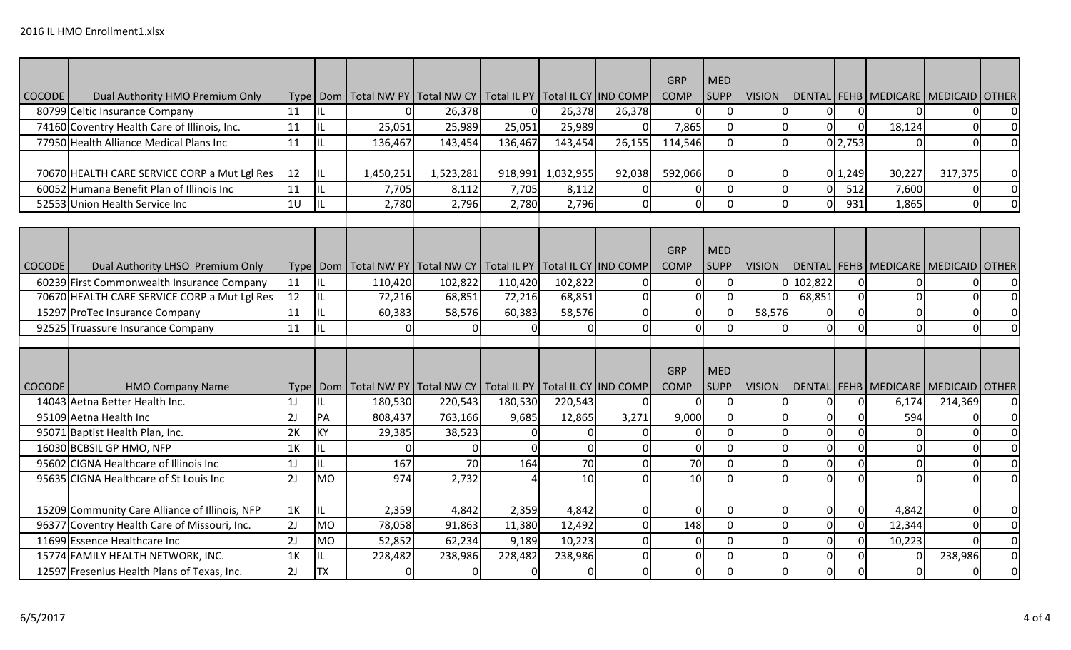| COCODE | Dual Authority HMO Premium Only | Type | Dom | Total NW PY | Total NW CY | Total IL PY | Total IL CY | IND COMP | GRP COMP | MED SUPP | VISION | DENTAL | FEHB | MEDICARE | MEDICAID | OTHER |
|---|---|---|---|---|---|---|---|---|---|---|---|---|---|---|---|---|
| 80799 | Celtic Insurance Company | 11 | IL | 0 | 26,378 | 0 | 26,378 | 26,378 | 0 | 0 | 0 | 0 | 0 | 0 | 0 | 0 |
| 74160 | Coventry Health Care of Illinois, Inc. | 11 | IL | 25,051 | 25,989 | 25,051 | 25,989 | 0 | 7,865 | 0 | 0 | 0 | 0 | 18,124 | 0 | 0 |
| 77950 | Health Alliance Medical Plans Inc | 11 | IL | 136,467 | 143,454 | 136,467 | 143,454 | 26,155 | 114,546 | 0 | 0 | 0 | 2,753 | 0 | 0 | 0 |
| 70670 | HEALTH CARE SERVICE CORP a Mut Lgl Res | 12 | IL | 1,450,251 | 1,523,281 | 918,991 | 1,032,955 | 92,038 | 592,066 | 0 | 0 | 0 | 1,249 | 30,227 | 317,375 | 0 |
| 60052 | Humana Benefit Plan of Illinois Inc | 11 | IL | 7,705 | 8,112 | 7,705 | 8,112 | 0 | 0 | 0 | 0 | 0 | 512 | 7,600 | 0 | 0 |
| 52553 | Union Health Service Inc | 1U | IL | 2,780 | 2,796 | 2,780 | 2,796 | 0 | 0 | 0 | 0 | 0 | 931 | 1,865 | 0 | 0 |

| COCODE | Dual Authority LHSO Premium Only | Type | Dom | Total NW PY | Total NW CY | Total IL PY | Total IL CY | IND COMP | GRP COMP | MED SUPP | VISION | DENTAL | FEHB | MEDICARE | MEDICAID | OTHER |
|---|---|---|---|---|---|---|---|---|---|---|---|---|---|---|---|---|
| 60239 | First Commonwealth Insurance Company | 11 | IL | 110,420 | 102,822 | 110,420 | 102,822 | 0 | 0 | 0 | 0 | 102,822 | 0 | 0 | 0 | 0 |
| 70670 | HEALTH CARE SERVICE CORP a Mut Lgl Res | 12 | IL | 72,216 | 68,851 | 72,216 | 68,851 | 0 | 0 | 0 | 0 | 68,851 | 0 | 0 | 0 | 0 |
| 15297 | ProTec Insurance Company | 11 | IL | 60,383 | 58,576 | 60,383 | 58,576 | 0 | 0 | 0 | 58,576 | 0 | 0 | 0 | 0 | 0 |
| 92525 | Truassure Insurance Company | 11 | IL | 0 | 0 | 0 | 0 | 0 | 0 | 0 | 0 | 0 | 0 | 0 | 0 | 0 |

| COCODE | HMO Company Name | Type | Dom | Total NW PY | Total NW CY | Total IL PY | Total IL CY | IND COMP | GRP COMP | MED SUPP | VISION | DENTAL | FEHB | MEDICARE | MEDICAID | OTHER |
|---|---|---|---|---|---|---|---|---|---|---|---|---|---|---|---|---|
| 14043 | Aetna Better Health Inc. | 1J | IL | 180,530 | 220,543 | 180,530 | 220,543 | 0 | 0 | 0 | 0 | 0 | 0 | 6,174 | 214,369 | 0 |
| 95109 | Aetna Health Inc | 2J | PA | 808,437 | 763,166 | 9,685 | 12,865 | 3,271 | 9,000 | 0 | 0 | 0 | 0 | 594 | 0 | 0 |
| 95071 | Baptist Health Plan, Inc. | 2K | KY | 29,385 | 38,523 | 0 | 0 | 0 | 0 | 0 | 0 | 0 | 0 | 0 | 0 | 0 |
| 16030 | BCBSIL GP HMO, NFP | 1K | IL | 0 | 0 | 0 | 0 | 0 | 0 | 0 | 0 | 0 | 0 | 0 | 0 | 0 |
| 95602 | CIGNA Healthcare of Illinois Inc | 1J | IL | 167 | 70 | 164 | 70 | 0 | 70 | 0 | 0 | 0 | 0 | 0 | 0 | 0 |
| 95635 | CIGNA Healthcare of St Louis Inc | 2J | MO | 974 | 2,732 | 4 | 10 | 0 | 10 | 0 | 0 | 0 | 0 | 0 | 0 | 0 |
| 15209 | Community Care Alliance of Illinois, NFP | 1K | IL | 2,359 | 4,842 | 2,359 | 4,842 | 0 | 0 | 0 | 0 | 0 | 0 | 4,842 | 0 | 0 |
| 96377 | Coventry Health Care of Missouri, Inc. | 2J | MO | 78,058 | 91,863 | 11,380 | 12,492 | 0 | 148 | 0 | 0 | 0 | 0 | 12,344 | 0 | 0 |
| 11699 | Essence Healthcare Inc | 2J | MO | 52,852 | 62,234 | 9,189 | 10,223 | 0 | 0 | 0 | 0 | 0 | 0 | 10,223 | 0 | 0 |
| 15774 | FAMILY HEALTH NETWORK, INC. | 1K | IL | 228,482 | 238,986 | 228,482 | 238,986 | 0 | 0 | 0 | 0 | 0 | 0 | 0 | 238,986 | 0 |
| 12597 | Fresenius Health Plans of Texas, Inc. | 2J | TX | 0 | 0 | 0 | 0 | 0 | 0 | 0 | 0 | 0 | 0 | 0 | 0 | 0 |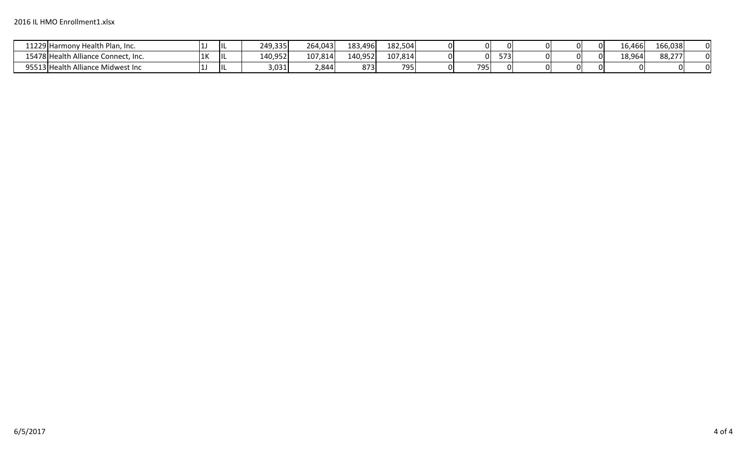| | | | | | | | | | | | | | | | | | |
|---|---|---|---|---|---|---|---|---|---|---|---|---|---|---|---|---|---|
| 11229 | Harmony Health Plan, Inc. | 1J | IL | 249,335 | 264,043 | 183,496 | 182,504 | 0 | 0 | 0 | 0 | 0 | 0 | 16,466 | 166,038 | 0 |
| 15478 | Health Alliance Connect, Inc. | 1K | IL | 140,952 | 107,814 | 140,952 | 107,814 | 0 | 0 | 573 | 0 | 0 | 0 | 18,964 | 88,277 | 0 |
| 95513 | Health Alliance Midwest Inc | 1J | IL | 3,031 | 2,844 | 873 | 795 | 0 | 795 | 0 | 0 | 0 | 0 | 0 | 0 | 0 |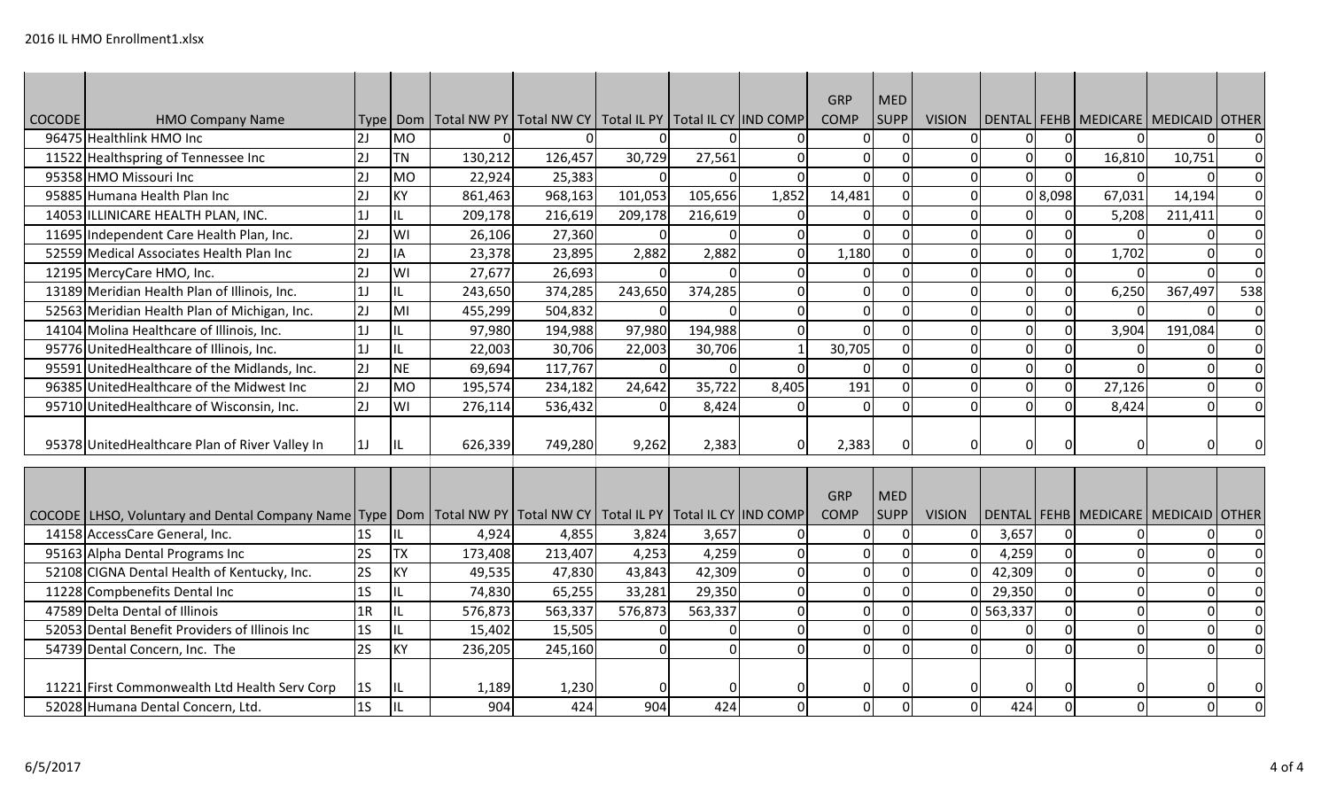| COCODE | HMO Company Name | Type | Dom | Total NW PY | Total NW CY | Total IL PY | Total IL CY | IND COMP | GRP COMP | MED SUPP | VISION | DENTAL | FEHB | MEDICARE | MEDICAID | OTHER |
|---|---|---|---|---|---|---|---|---|---|---|---|---|---|---|---|---|
| 96475 | Healthlink HMO Inc | 2J | MO | 0 | 0 | 0 | 0 | 0 | 0 | 0 | 0 | 0 | 0 | 0 | 0 | 0 |
| 11522 | Healthspring of Tennessee Inc | 2J | TN | 130,212 | 126,457 | 30,729 | 27,561 | 0 | 0 | 0 | 0 | 0 | 0 | 16,810 | 10,751 | 0 |
| 95358 | HMO Missouri Inc | 2J | MO | 22,924 | 25,383 | 0 | 0 | 0 | 0 | 0 | 0 | 0 | 0 | 0 | 0 | 0 |
| 95885 | Humana Health Plan Inc | 2J | KY | 861,463 | 968,163 | 101,053 | 105,656 | 1,852 | 14,481 | 0 | 0 | 0 | 8,098 | 67,031 | 14,194 | 0 |
| 14053 | ILLINICARE HEALTH PLAN, INC. | 1J | IL | 209,178 | 216,619 | 209,178 | 216,619 | 0 | 0 | 0 | 0 | 0 | 0 | 5,208 | 211,411 | 0 |
| 11695 | Independent Care Health Plan, Inc. | 2J | WI | 26,106 | 27,360 | 0 | 0 | 0 | 0 | 0 | 0 | 0 | 0 | 0 | 0 | 0 |
| 52559 | Medical Associates Health Plan Inc | 2J | IA | 23,378 | 23,895 | 2,882 | 2,882 | 0 | 1,180 | 0 | 0 | 0 | 0 | 1,702 | 0 | 0 |
| 12195 | MercyCare HMO, Inc. | 2J | WI | 27,677 | 26,693 | 0 | 0 | 0 | 0 | 0 | 0 | 0 | 0 | 0 | 0 | 0 |
| 13189 | Meridian Health Plan of Illinois, Inc. | 1J | IL | 243,650 | 374,285 | 243,650 | 374,285 | 0 | 0 | 0 | 0 | 0 | 0 | 6,250 | 367,497 | 538 |
| 52563 | Meridian Health Plan of Michigan, Inc. | 2J | MI | 455,299 | 504,832 | 0 | 0 | 0 | 0 | 0 | 0 | 0 | 0 | 0 | 0 | 0 |
| 14104 | Molina Healthcare of Illinois, Inc. | 1J | IL | 97,980 | 194,988 | 97,980 | 194,988 | 0 | 0 | 0 | 0 | 0 | 0 | 3,904 | 191,084 | 0 |
| 95776 | UnitedHealthcare of Illinois, Inc. | 1J | IL | 22,003 | 30,706 | 22,003 | 30,706 | 1 | 30,705 | 0 | 0 | 0 | 0 | 0 | 0 | 0 |
| 95591 | UnitedHealthcare of the Midlands, Inc. | 2J | NE | 69,694 | 117,767 | 0 | 0 | 0 | 0 | 0 | 0 | 0 | 0 | 0 | 0 | 0 |
| 96385 | UnitedHealthcare of the Midwest Inc | 2J | MO | 195,574 | 234,182 | 24,642 | 35,722 | 8,405 | 191 | 0 | 0 | 0 | 0 | 27,126 | 0 | 0 |
| 95710 | UnitedHealthcare of Wisconsin, Inc. | 2J | WI | 276,114 | 536,432 | 0 | 8,424 | 0 | 0 | 0 | 0 | 0 | 0 | 8,424 | 0 | 0 |
| 95378 | UnitedHealthcare Plan of River Valley In | 1J | IL | 626,339 | 749,280 | 9,262 | 2,383 | 0 | 2,383 | 0 | 0 | 0 | 0 | 0 | 0 | 0 |

| COCODE | LHSO, Voluntary and Dental Company Name | Type | Dom | Total NW PY | Total NW CY | Total IL PY | Total IL CY | IND COMP | GRP COMP | MED SUPP | VISION | DENTAL | FEHB | MEDICARE | MEDICAID | OTHER |
|---|---|---|---|---|---|---|---|---|---|---|---|---|---|---|---|---|
| 14158 | AccessCare General, Inc. | 1S | IL | 4,924 | 4,855 | 3,824 | 3,657 | 0 | 0 | 0 | 0 | 3,657 | 0 | 0 | 0 | 0 |
| 95163 | Alpha Dental Programs Inc | 2S | TX | 173,408 | 213,407 | 4,253 | 4,259 | 0 | 0 | 0 | 0 | 4,259 | 0 | 0 | 0 | 0 |
| 52108 | CIGNA Dental Health of Kentucky, Inc. | 2S | KY | 49,535 | 47,830 | 43,843 | 42,309 | 0 | 0 | 0 | 0 | 42,309 | 0 | 0 | 0 | 0 |
| 11228 | Compbenefits Dental Inc | 1S | IL | 74,830 | 65,255 | 33,281 | 29,350 | 0 | 0 | 0 | 0 | 29,350 | 0 | 0 | 0 | 0 |
| 47589 | Delta Dental of Illinois | 1R | IL | 576,873 | 563,337 | 576,873 | 563,337 | 0 | 0 | 0 | 0 | 563,337 | 0 | 0 | 0 | 0 |
| 52053 | Dental Benefit Providers of Illinois Inc | 1S | IL | 15,402 | 15,505 | 0 | 0 | 0 | 0 | 0 | 0 | 0 | 0 | 0 | 0 | 0 |
| 54739 | Dental Concern, Inc. The | 2S | KY | 236,205 | 245,160 | 0 | 0 | 0 | 0 | 0 | 0 | 0 | 0 | 0 | 0 | 0 |
| 11221 | First Commonwealth Ltd Health Serv Corp | 1S | IL | 1,189 | 1,230 | 0 | 0 | 0 | 0 | 0 | 0 | 0 | 0 | 0 | 0 | 0 |
| 52028 | Humana Dental Concern, Ltd. | 1S | IL | 904 | 424 | 904 | 424 | 0 | 0 | 0 | 0 | 424 | 0 | 0 | 0 | 0 |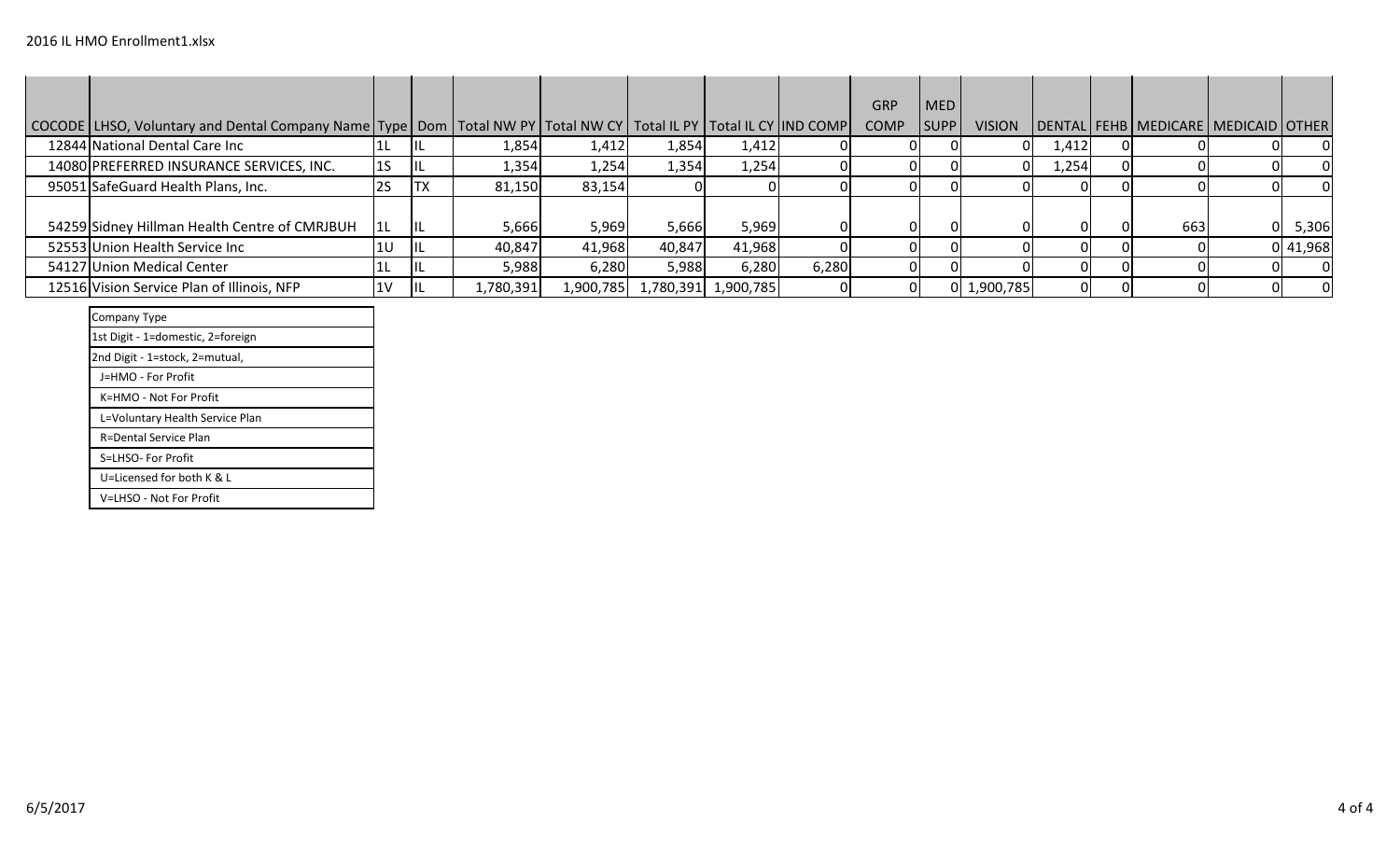| COCODE | LHSO, Voluntary and Dental Company Name | Type | Dom | Total NW PY | Total NW CY | Total IL PY | Total IL CY | IND COMP | GRP COMP | MED SUPP | VISION | DENTAL | FEHB | MEDICARE | MEDICAID | OTHER |
|---|---|---|---|---|---|---|---|---|---|---|---|---|---|---|---|---|
| 12844 | National Dental Care Inc | 1L | IL | 1,854 | 1,412 | 1,854 | 1,412 | 0 | 0 | 0 | 0 | 1,412 | 0 | 0 | 0 | 0 |
| 14080 | PREFERRED INSURANCE SERVICES, INC. | 1S | IL | 1,354 | 1,254 | 1,354 | 1,254 | 0 | 0 | 0 | 0 | 1,254 | 0 | 0 | 0 | 0 |
| 95051 | SafeGuard Health Plans, Inc. | 2S | TX | 81,150 | 83,154 | 0 | 0 | 0 | 0 | 0 | 0 | 0 | 0 | 0 | 0 | 0 |
| 54259 | Sidney Hillman Health Centre of CMRJBUH | 1L | IL | 5,666 | 5,969 | 5,666 | 5,969 | 0 | 0 | 0 | 0 | 0 | 0 | 663 | 0 | 5,306 |
| 52553 | Union Health Service Inc | 1U | IL | 40,847 | 41,968 | 40,847 | 41,968 | 0 | 0 | 0 | 0 | 0 | 0 | 0 | 0 | 41,968 |
| 54127 | Union Medical Center | 1L | IL | 5,988 | 6,280 | 5,988 | 6,280 | 6,280 | 0 | 0 | 0 | 0 | 0 | 0 | 0 | 0 |
| 12516 | Vision Service Plan of Illinois, NFP | 1V | IL | 1,780,391 | 1,900,785 | 1,780,391 | 1,900,785 | 0 | 0 | 0 | 1,900,785 | 0 | 0 | 0 | 0 | 0 |

| Company Type |
|---|
| 1st Digit - 1=domestic, 2=foreign |
| 2nd Digit - 1=stock, 2=mutual, |
| J=HMO - For Profit |
| K=HMO - Not For Profit |
| L=Voluntary Health Service Plan |
| R=Dental Service Plan |
| S=LHSO- For Profit |
| U=Licensed for both K & L |
| V=LHSO - Not For Profit |